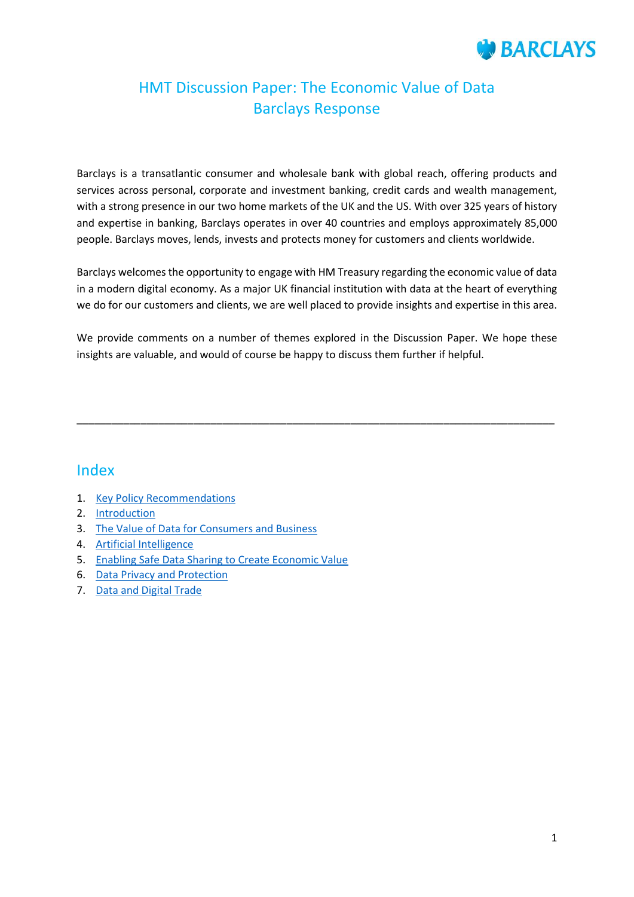# HMT Discussion Paper: The Economic Value of Data
# Barclays Response

Barclays is a transatlantic consumer and wholesale bank with global reach, offering products and services across personal, corporate and investment banking, credit cards and wealth management, with a strong presence in our two home markets of the UK and the US. With over 325 years of history and expertise in banking, Barclays operates in over 40 countries and employs approximately 85,000 people. Barclays moves, lends, invests and protects money for customers and clients worldwide.

Barclays welcomes the opportunity to engage with HM Treasury regarding the economic value of data in a modern digital economy. As a major UK financial institution with data at the heart of everything we do for our customers and clients, we are well placed to provide insights and expertise in this area.

We provide comments on a number of themes explored in the Discussion Paper. We hope these insights are valuable, and would of course be happy to discuss them further if helpful.

---

## Index

1. Key Policy Recommendations
2. Introduction
3. The Value of Data for Consumers and Business
4. Artificial Intelligence
5. Enabling Safe Data Sharing to Create Economic Value
6. Data Privacy and Protection
7. Data and Digital Trade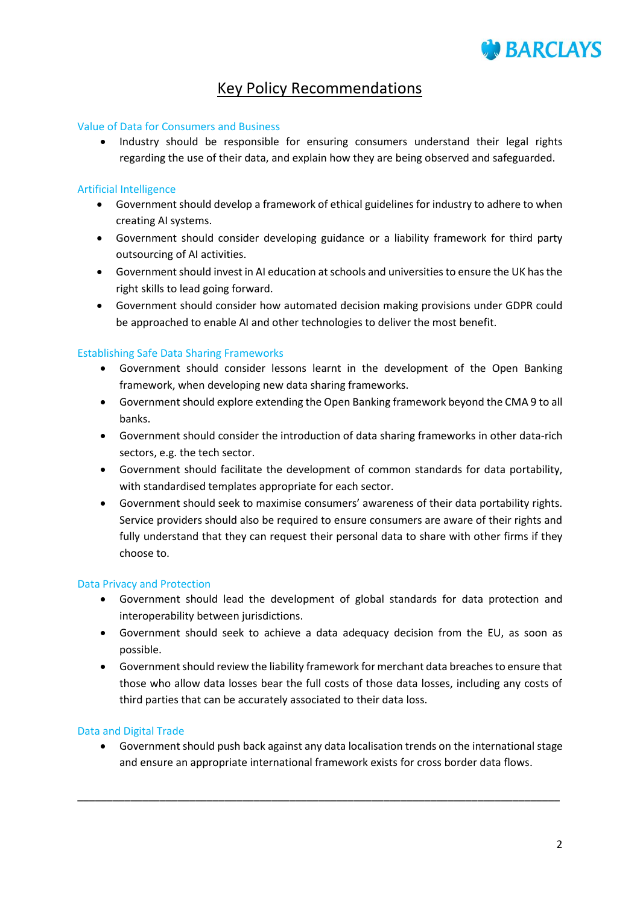# Key Policy Recommendations

### Value of Data for Consumers and Business

- Industry should be responsible for ensuring consumers understand their legal rights regarding the use of their data, and explain how they are being observed and safeguarded.

### Artificial Intelligence

- Government should develop a framework of ethical guidelines for industry to adhere to when creating AI systems.
- Government should consider developing guidance or a liability framework for third party outsourcing of AI activities.
- Government should invest in AI education at schools and universities to ensure the UK has the right skills to lead going forward.
- Government should consider how automated decision making provisions under GDPR could be approached to enable AI and other technologies to deliver the most benefit.

### Establishing Safe Data Sharing Frameworks

- Government should consider lessons learnt in the development of the Open Banking framework, when developing new data sharing frameworks.
- Government should explore extending the Open Banking framework beyond the CMA 9 to all banks.
- Government should consider the introduction of data sharing frameworks in other data-rich sectors, e.g. the tech sector.
- Government should facilitate the development of common standards for data portability, with standardised templates appropriate for each sector.
- Government should seek to maximise consumers' awareness of their data portability rights. Service providers should also be required to ensure consumers are aware of their rights and fully understand that they can request their personal data to share with other firms if they choose to.

### Data Privacy and Protection

- Government should lead the development of global standards for data protection and interoperability between jurisdictions.
- Government should seek to achieve a data adequacy decision from the EU, as soon as possible.
- Government should review the liability framework for merchant data breaches to ensure that those who allow data losses bear the full costs of those data losses, including any costs of third parties that can be accurately associated to their data loss.

### Data and Digital Trade

- Government should push back against any data localisation trends on the international stage and ensure an appropriate international framework exists for cross border data flows.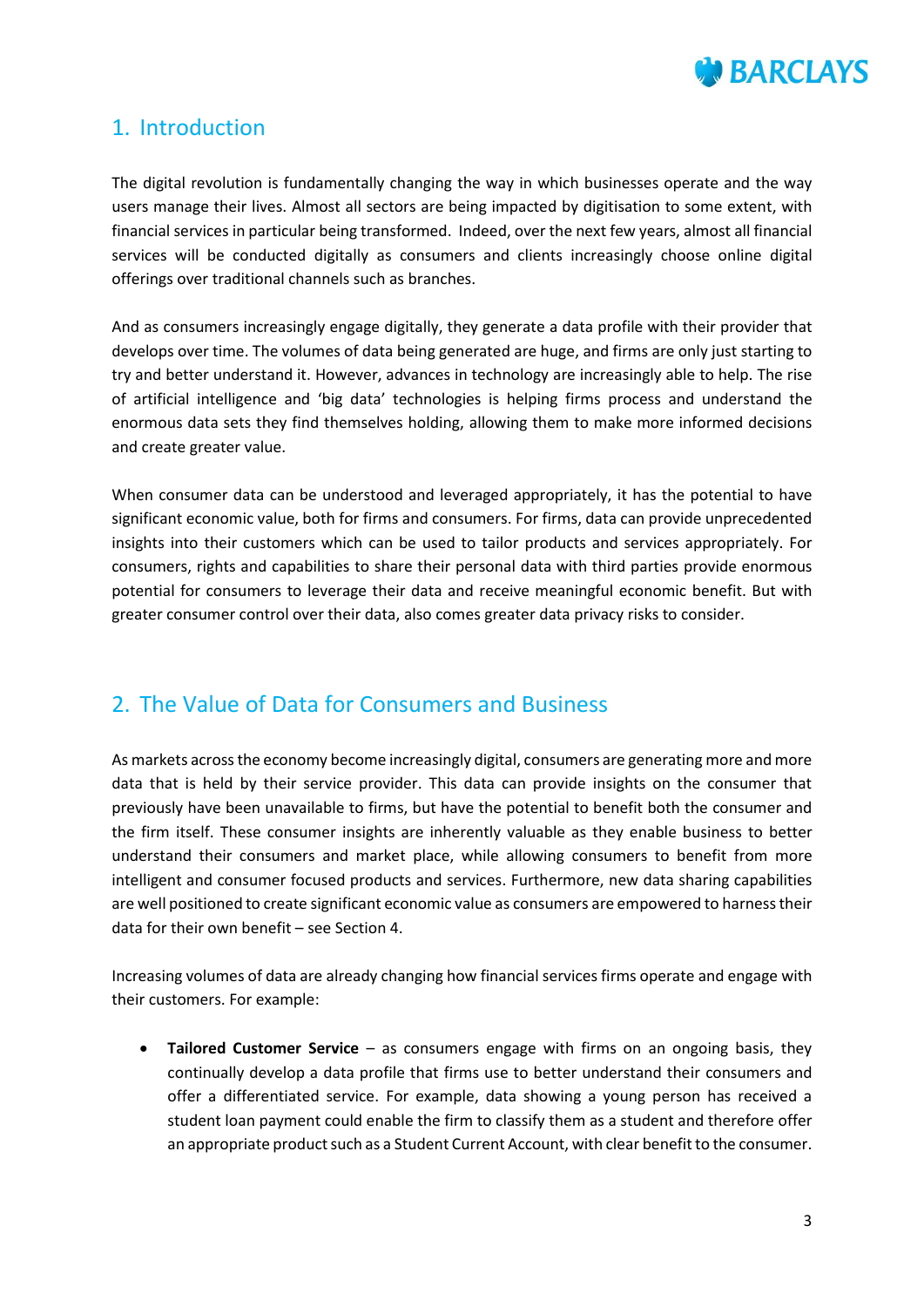## 1. Introduction

The digital revolution is fundamentally changing the way in which businesses operate and the way users manage their lives. Almost all sectors are being impacted by digitisation to some extent, with financial services in particular being transformed. Indeed, over the next few years, almost all financial services will be conducted digitally as consumers and clients increasingly choose online digital offerings over traditional channels such as branches.

And as consumers increasingly engage digitally, they generate a data profile with their provider that develops over time. The volumes of data being generated are huge, and firms are only just starting to try and better understand it. However, advances in technology are increasingly able to help. The rise of artificial intelligence and 'big data' technologies is helping firms process and understand the enormous data sets they find themselves holding, allowing them to make more informed decisions and create greater value.

When consumer data can be understood and leveraged appropriately, it has the potential to have significant economic value, both for firms and consumers. For firms, data can provide unprecedented insights into their customers which can be used to tailor products and services appropriately. For consumers, rights and capabilities to share their personal data with third parties provide enormous potential for consumers to leverage their data and receive meaningful economic benefit. But with greater consumer control over their data, also comes greater data privacy risks to consider.

## 2. The Value of Data for Consumers and Business

As markets across the economy become increasingly digital, consumers are generating more and more data that is held by their service provider. This data can provide insights on the consumer that previously have been unavailable to firms, but have the potential to benefit both the consumer and the firm itself. These consumer insights are inherently valuable as they enable business to better understand their consumers and market place, while allowing consumers to benefit from more intelligent and consumer focused products and services. Furthermore, new data sharing capabilities are well positioned to create significant economic value as consumers are empowered to harness their data for their own benefit – see Section 4.

Increasing volumes of data are already changing how financial services firms operate and engage with their customers. For example:

- **Tailored Customer Service** – as consumers engage with firms on an ongoing basis, they continually develop a data profile that firms use to better understand their consumers and offer a differentiated service. For example, data showing a young person has received a student loan payment could enable the firm to classify them as a student and therefore offer an appropriate product such as a Student Current Account, with clear benefit to the consumer.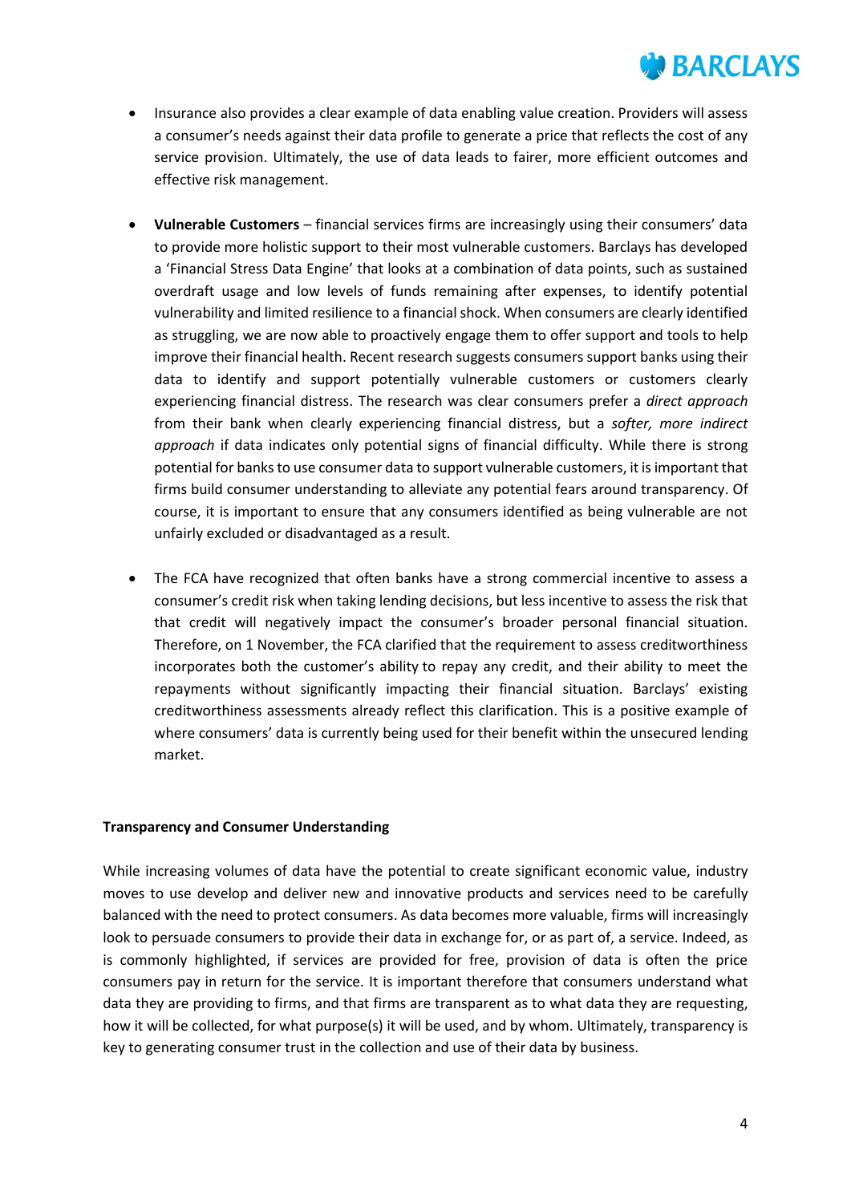- Insurance also provides a clear example of data enabling value creation. Providers will assess a consumer's needs against their data profile to generate a price that reflects the cost of any service provision. Ultimately, the use of data leads to fairer, more efficient outcomes and effective risk management.

- **Vulnerable Customers** – financial services firms are increasingly using their consumers' data to provide more holistic support to their most vulnerable customers. Barclays has developed a 'Financial Stress Data Engine' that looks at a combination of data points, such as sustained overdraft usage and low levels of funds remaining after expenses, to identify potential vulnerability and limited resilience to a financial shock. When consumers are clearly identified as struggling, we are now able to proactively engage them to offer support and tools to help improve their financial health. Recent research suggests consumers support banks using their data to identify and support potentially vulnerable customers or customers clearly experiencing financial distress. The research was clear consumers prefer a *direct approach* from their bank when clearly experiencing financial distress, but a *softer, more indirect approach* if data indicates only potential signs of financial difficulty. While there is strong potential for banks to use consumer data to support vulnerable customers, it is important that firms build consumer understanding to alleviate any potential fears around transparency. Of course, it is important to ensure that any consumers identified as being vulnerable are not unfairly excluded or disadvantaged as a result.

- The FCA have recognized that often banks have a strong commercial incentive to assess a consumer's credit risk when taking lending decisions, but less incentive to assess the risk that that credit will negatively impact the consumer's broader personal financial situation. Therefore, on 1 November, the FCA clarified that the requirement to assess creditworthiness incorporates both the customer's ability to repay any credit, and their ability to meet the repayments without significantly impacting their financial situation. Barclays' existing creditworthiness assessments already reflect this clarification. This is a positive example of where consumers' data is currently being used for their benefit within the unsecured lending market.

**Transparency and Consumer Understanding**

While increasing volumes of data have the potential to create significant economic value, industry moves to use develop and deliver new and innovative products and services need to be carefully balanced with the need to protect consumers. As data becomes more valuable, firms will increasingly look to persuade consumers to provide their data in exchange for, or as part of, a service. Indeed, as is commonly highlighted, if services are provided for free, provision of data is often the price consumers pay in return for the service. It is important therefore that consumers understand what data they are providing to firms, and that firms are transparent as to what data they are requesting, how it will be collected, for what purpose(s) it will be used, and by whom. Ultimately, transparency is key to generating consumer trust in the collection and use of their data by business.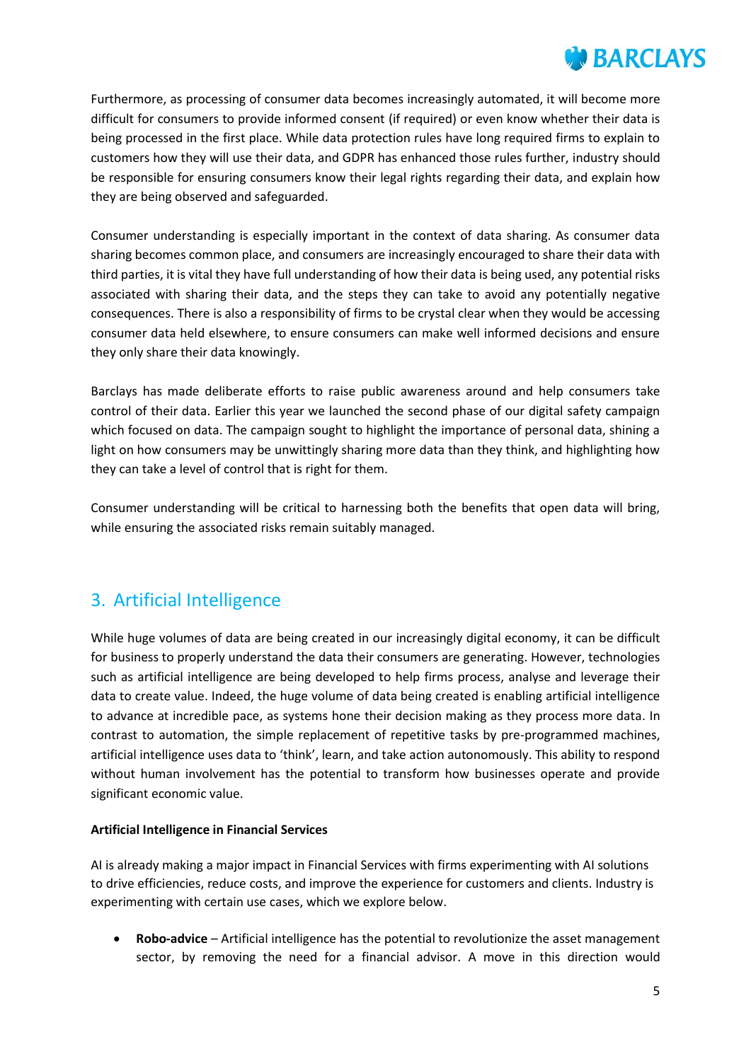Furthermore, as processing of consumer data becomes increasingly automated, it will become more difficult for consumers to provide informed consent (if required) or even know whether their data is being processed in the first place. While data protection rules have long required firms to explain to customers how they will use their data, and GDPR has enhanced those rules further, industry should be responsible for ensuring consumers know their legal rights regarding their data, and explain how they are being observed and safeguarded.

Consumer understanding is especially important in the context of data sharing. As consumer data sharing becomes common place, and consumers are increasingly encouraged to share their data with third parties, it is vital they have full understanding of how their data is being used, any potential risks associated with sharing their data, and the steps they can take to avoid any potentially negative consequences. There is also a responsibility of firms to be crystal clear when they would be accessing consumer data held elsewhere, to ensure consumers can make well informed decisions and ensure they only share their data knowingly.

Barclays has made deliberate efforts to raise public awareness around and help consumers take control of their data. Earlier this year we launched the second phase of our digital safety campaign which focused on data. The campaign sought to highlight the importance of personal data, shining a light on how consumers may be unwittingly sharing more data than they think, and highlighting how they can take a level of control that is right for them.

Consumer understanding will be critical to harnessing both the benefits that open data will bring, while ensuring the associated risks remain suitably managed.

## 3. Artificial Intelligence

While huge volumes of data are being created in our increasingly digital economy, it can be difficult for business to properly understand the data their consumers are generating. However, technologies such as artificial intelligence are being developed to help firms process, analyse and leverage their data to create value. Indeed, the huge volume of data being created is enabling artificial intelligence to advance at incredible pace, as systems hone their decision making as they process more data. In contrast to automation, the simple replacement of repetitive tasks by pre-programmed machines, artificial intelligence uses data to 'think', learn, and take action autonomously. This ability to respond without human involvement has the potential to transform how businesses operate and provide significant economic value.

**Artificial Intelligence in Financial Services**

AI is already making a major impact in Financial Services with firms experimenting with AI solutions to drive efficiencies, reduce costs, and improve the experience for customers and clients. Industry is experimenting with certain use cases, which we explore below.

- **Robo-advice** – Artificial intelligence has the potential to revolutionize the asset management sector, by removing the need for a financial advisor. A move in this direction would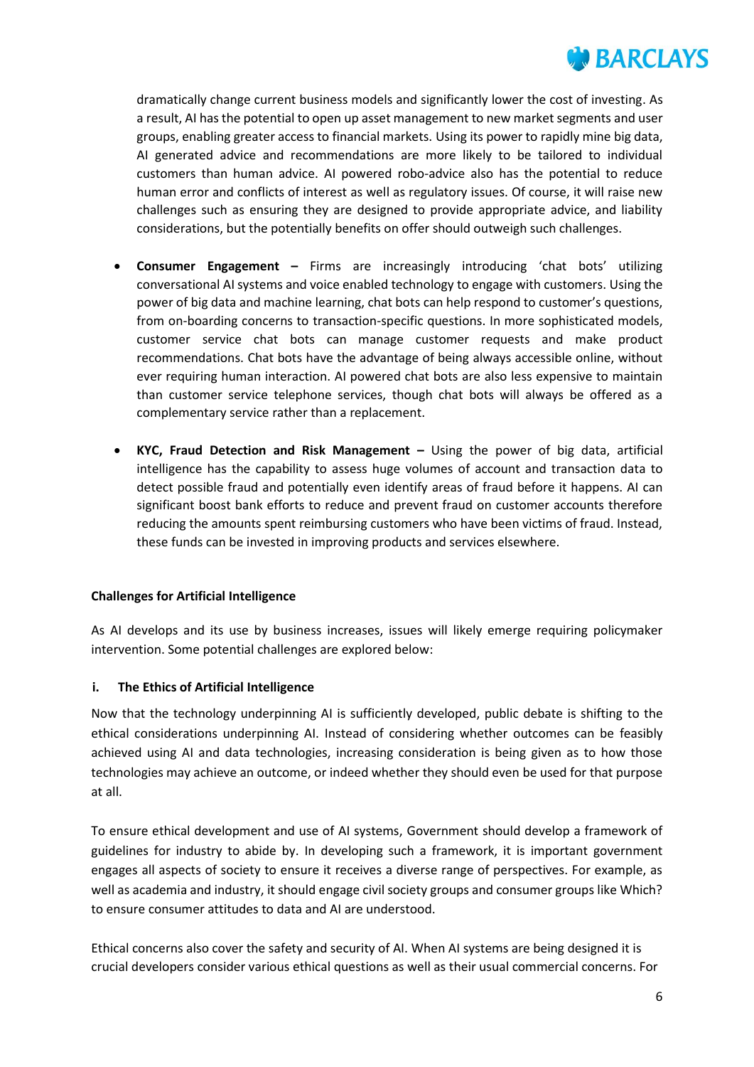dramatically change current business models and significantly lower the cost of investing. As a result, AI has the potential to open up asset management to new market segments and user groups, enabling greater access to financial markets. Using its power to rapidly mine big data, AI generated advice and recommendations are more likely to be tailored to individual customers than human advice. AI powered robo-advice also has the potential to reduce human error and conflicts of interest as well as regulatory issues. Of course, it will raise new challenges such as ensuring they are designed to provide appropriate advice, and liability considerations, but the potentially benefits on offer should outweigh such challenges.

- **Consumer Engagement –** Firms are increasingly introducing 'chat bots' utilizing conversational AI systems and voice enabled technology to engage with customers. Using the power of big data and machine learning, chat bots can help respond to customer's questions, from on-boarding concerns to transaction-specific questions. In more sophisticated models, customer service chat bots can manage customer requests and make product recommendations. Chat bots have the advantage of being always accessible online, without ever requiring human interaction. AI powered chat bots are also less expensive to maintain than customer service telephone services, though chat bots will always be offered as a complementary service rather than a replacement.

- **KYC, Fraud Detection and Risk Management –** Using the power of big data, artificial intelligence has the capability to assess huge volumes of account and transaction data to detect possible fraud and potentially even identify areas of fraud before it happens. AI can significant boost bank efforts to reduce and prevent fraud on customer accounts therefore reducing the amounts spent reimbursing customers who have been victims of fraud. Instead, these funds can be invested in improving products and services elsewhere.

**Challenges for Artificial Intelligence**

As AI develops and its use by business increases, issues will likely emerge requiring policymaker intervention. Some potential challenges are explored below:

**i. The Ethics of Artificial Intelligence**

Now that the technology underpinning AI is sufficiently developed, public debate is shifting to the ethical considerations underpinning AI. Instead of considering whether outcomes can be feasibly achieved using AI and data technologies, increasing consideration is being given as to how those technologies may achieve an outcome, or indeed whether they should even be used for that purpose at all.

To ensure ethical development and use of AI systems, Government should develop a framework of guidelines for industry to abide by. In developing such a framework, it is important government engages all aspects of society to ensure it receives a diverse range of perspectives. For example, as well as academia and industry, it should engage civil society groups and consumer groups like Which? to ensure consumer attitudes to data and AI are understood.

Ethical concerns also cover the safety and security of AI. When AI systems are being designed it is crucial developers consider various ethical questions as well as their usual commercial concerns. For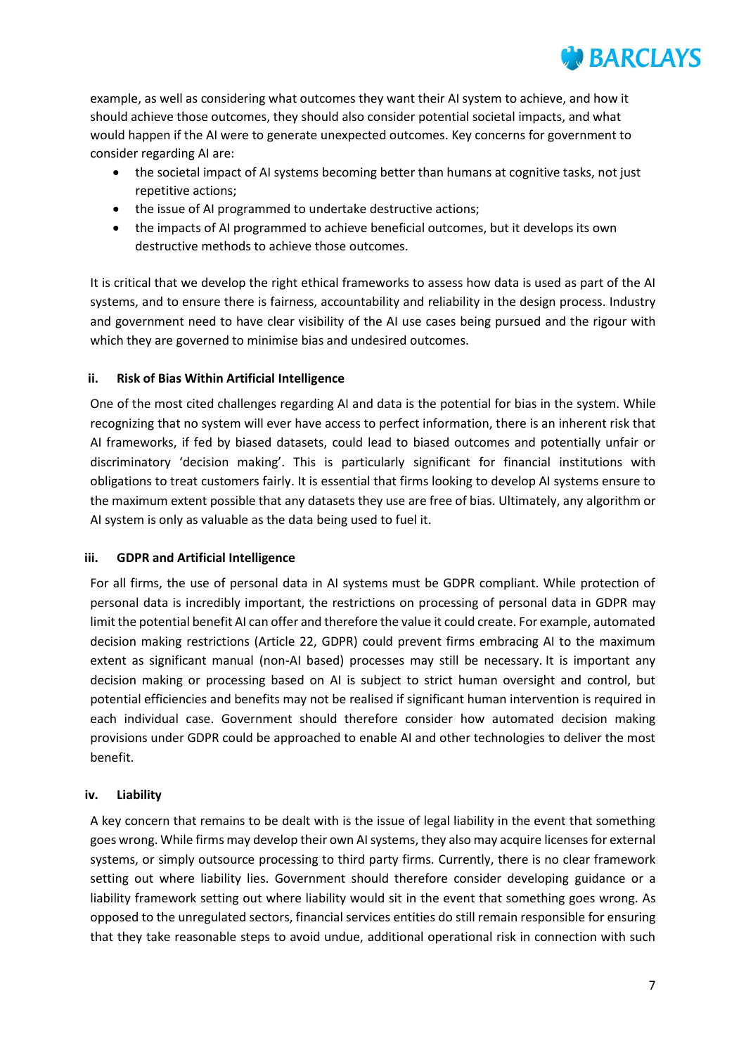example, as well as considering what outcomes they want their AI system to achieve, and how it should achieve those outcomes, they should also consider potential societal impacts, and what would happen if the AI were to generate unexpected outcomes. Key concerns for government to consider regarding AI are:

- the societal impact of AI systems becoming better than humans at cognitive tasks, not just repetitive actions;
- the issue of AI programmed to undertake destructive actions;
- the impacts of AI programmed to achieve beneficial outcomes, but it develops its own destructive methods to achieve those outcomes.

It is critical that we develop the right ethical frameworks to assess how data is used as part of the AI systems, and to ensure there is fairness, accountability and reliability in the design process. Industry and government need to have clear visibility of the AI use cases being pursued and the rigour with which they are governed to minimise bias and undesired outcomes.

#### ii. Risk of Bias Within Artificial Intelligence

One of the most cited challenges regarding AI and data is the potential for bias in the system. While recognizing that no system will ever have access to perfect information, there is an inherent risk that AI frameworks, if fed by biased datasets, could lead to biased outcomes and potentially unfair or discriminatory 'decision making'. This is particularly significant for financial institutions with obligations to treat customers fairly. It is essential that firms looking to develop AI systems ensure to the maximum extent possible that any datasets they use are free of bias. Ultimately, any algorithm or AI system is only as valuable as the data being used to fuel it.

#### iii. GDPR and Artificial Intelligence

For all firms, the use of personal data in AI systems must be GDPR compliant. While protection of personal data is incredibly important, the restrictions on processing of personal data in GDPR may limit the potential benefit AI can offer and therefore the value it could create. For example, automated decision making restrictions (Article 22, GDPR) could prevent firms embracing AI to the maximum extent as significant manual (non-AI based) processes may still be necessary. It is important any decision making or processing based on AI is subject to strict human oversight and control, but potential efficiencies and benefits may not be realised if significant human intervention is required in each individual case. Government should therefore consider how automated decision making provisions under GDPR could be approached to enable AI and other technologies to deliver the most benefit.

#### iv. Liability

A key concern that remains to be dealt with is the issue of legal liability in the event that something goes wrong. While firms may develop their own AI systems, they also may acquire licenses for external systems, or simply outsource processing to third party firms. Currently, there is no clear framework setting out where liability lies. Government should therefore consider developing guidance or a liability framework setting out where liability would sit in the event that something goes wrong. As opposed to the unregulated sectors, financial services entities do still remain responsible for ensuring that they take reasonable steps to avoid undue, additional operational risk in connection with such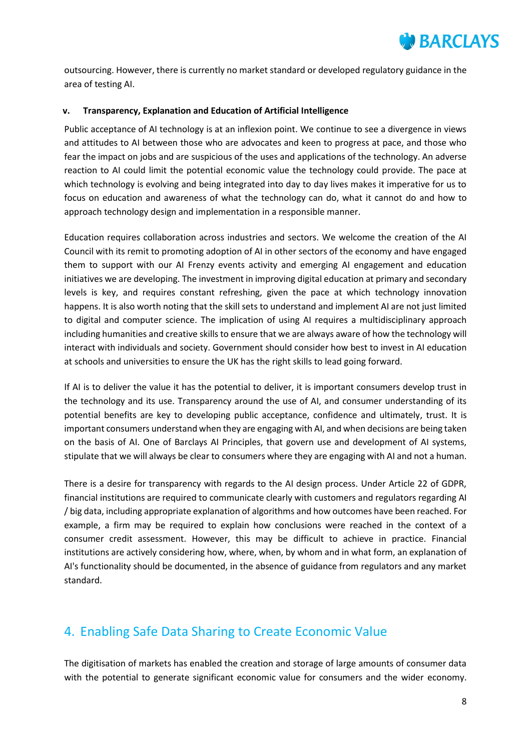outsourcing. However, there is currently no market standard or developed regulatory guidance in the area of testing AI.

#### v. Transparency, Explanation and Education of Artificial Intelligence

Public acceptance of AI technology is at an inflexion point. We continue to see a divergence in views and attitudes to AI between those who are advocates and keen to progress at pace, and those who fear the impact on jobs and are suspicious of the uses and applications of the technology. An adverse reaction to AI could limit the potential economic value the technology could provide. The pace at which technology is evolving and being integrated into day to day lives makes it imperative for us to focus on education and awareness of what the technology can do, what it cannot do and how to approach technology design and implementation in a responsible manner.

Education requires collaboration across industries and sectors. We welcome the creation of the AI Council with its remit to promoting adoption of AI in other sectors of the economy and have engaged them to support with our AI Frenzy events activity and emerging AI engagement and education initiatives we are developing. The investment in improving digital education at primary and secondary levels is key, and requires constant refreshing, given the pace at which technology innovation happens. It is also worth noting that the skill sets to understand and implement AI are not just limited to digital and computer science. The implication of using AI requires a multidisciplinary approach including humanities and creative skills to ensure that we are always aware of how the technology will interact with individuals and society. Government should consider how best to invest in AI education at schools and universities to ensure the UK has the right skills to lead going forward.

If AI is to deliver the value it has the potential to deliver, it is important consumers develop trust in the technology and its use. Transparency around the use of AI, and consumer understanding of its potential benefits are key to developing public acceptance, confidence and ultimately, trust. It is important consumers understand when they are engaging with AI, and when decisions are being taken on the basis of AI. One of Barclays AI Principles, that govern use and development of AI systems, stipulate that we will always be clear to consumers where they are engaging with AI and not a human.

There is a desire for transparency with regards to the AI design process. Under Article 22 of GDPR, financial institutions are required to communicate clearly with customers and regulators regarding AI / big data, including appropriate explanation of algorithms and how outcomes have been reached. For example, a firm may be required to explain how conclusions were reached in the context of a consumer credit assessment. However, this may be difficult to achieve in practice. Financial institutions are actively considering how, where, when, by whom and in what form, an explanation of AI's functionality should be documented, in the absence of guidance from regulators and any market standard.

## 4. Enabling Safe Data Sharing to Create Economic Value

The digitisation of markets has enabled the creation and storage of large amounts of consumer data with the potential to generate significant economic value for consumers and the wider economy.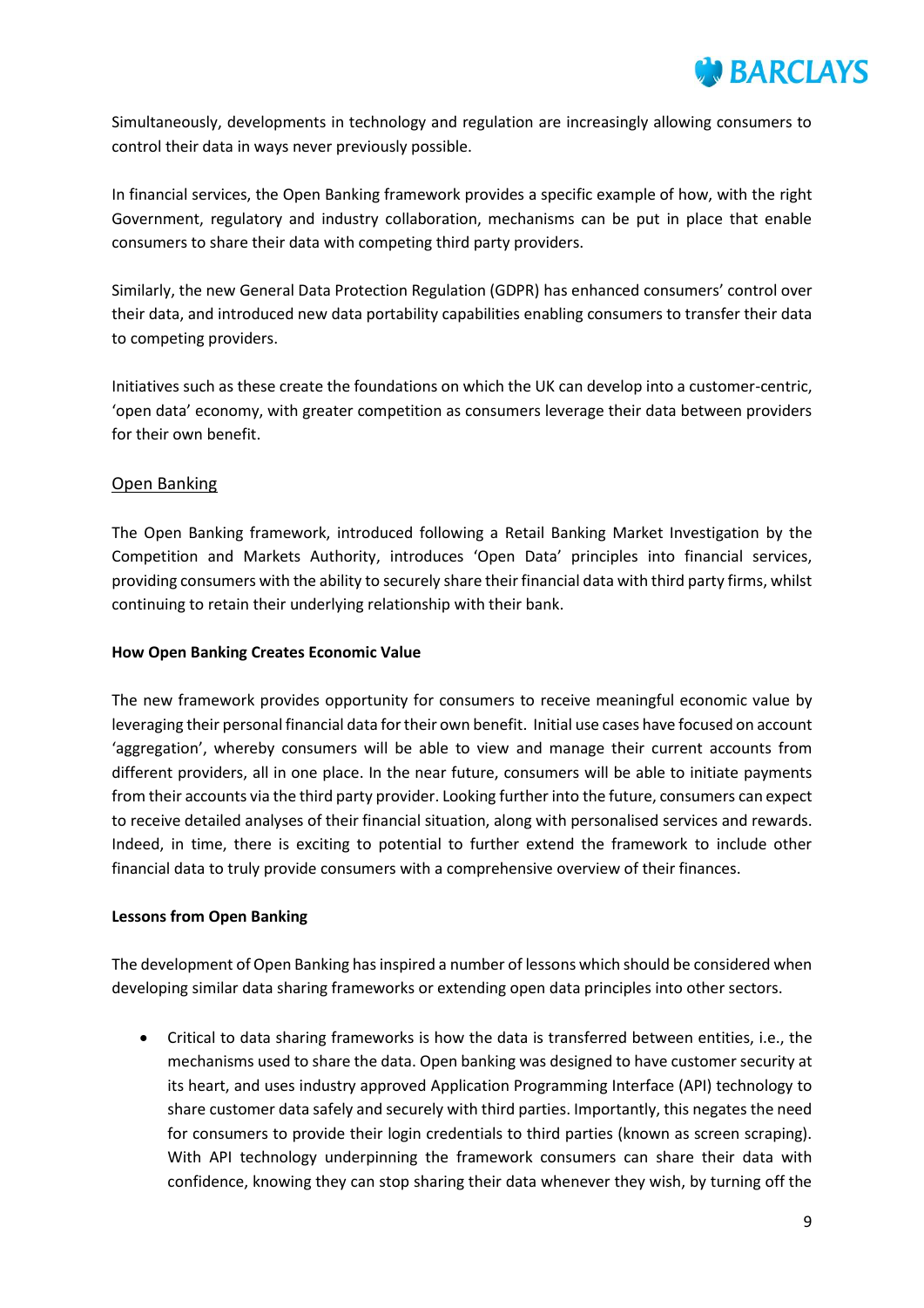Simultaneously, developments in technology and regulation are increasingly allowing consumers to control their data in ways never previously possible.

In financial services, the Open Banking framework provides a specific example of how, with the right Government, regulatory and industry collaboration, mechanisms can be put in place that enable consumers to share their data with competing third party providers.

Similarly, the new General Data Protection Regulation (GDPR) has enhanced consumers' control over their data, and introduced new data portability capabilities enabling consumers to transfer their data to competing providers.

Initiatives such as these create the foundations on which the UK can develop into a customer-centric, 'open data' economy, with greater competition as consumers leverage their data between providers for their own benefit.

## Open Banking

The Open Banking framework, introduced following a Retail Banking Market Investigation by the Competition and Markets Authority, introduces 'Open Data' principles into financial services, providing consumers with the ability to securely share their financial data with third party firms, whilst continuing to retain their underlying relationship with their bank.

### How Open Banking Creates Economic Value

The new framework provides opportunity for consumers to receive meaningful economic value by leveraging their personal financial data for their own benefit. Initial use cases have focused on account 'aggregation', whereby consumers will be able to view and manage their current accounts from different providers, all in one place. In the near future, consumers will be able to initiate payments from their accounts via the third party provider. Looking further into the future, consumers can expect to receive detailed analyses of their financial situation, along with personalised services and rewards. Indeed, in time, there is exciting to potential to further extend the framework to include other financial data to truly provide consumers with a comprehensive overview of their finances.

### Lessons from Open Banking

The development of Open Banking has inspired a number of lessons which should be considered when developing similar data sharing frameworks or extending open data principles into other sectors.

- Critical to data sharing frameworks is how the data is transferred between entities, i.e., the mechanisms used to share the data. Open banking was designed to have customer security at its heart, and uses industry approved Application Programming Interface (API) technology to share customer data safely and securely with third parties. Importantly, this negates the need for consumers to provide their login credentials to third parties (known as screen scraping). With API technology underpinning the framework consumers can share their data with confidence, knowing they can stop sharing their data whenever they wish, by turning off the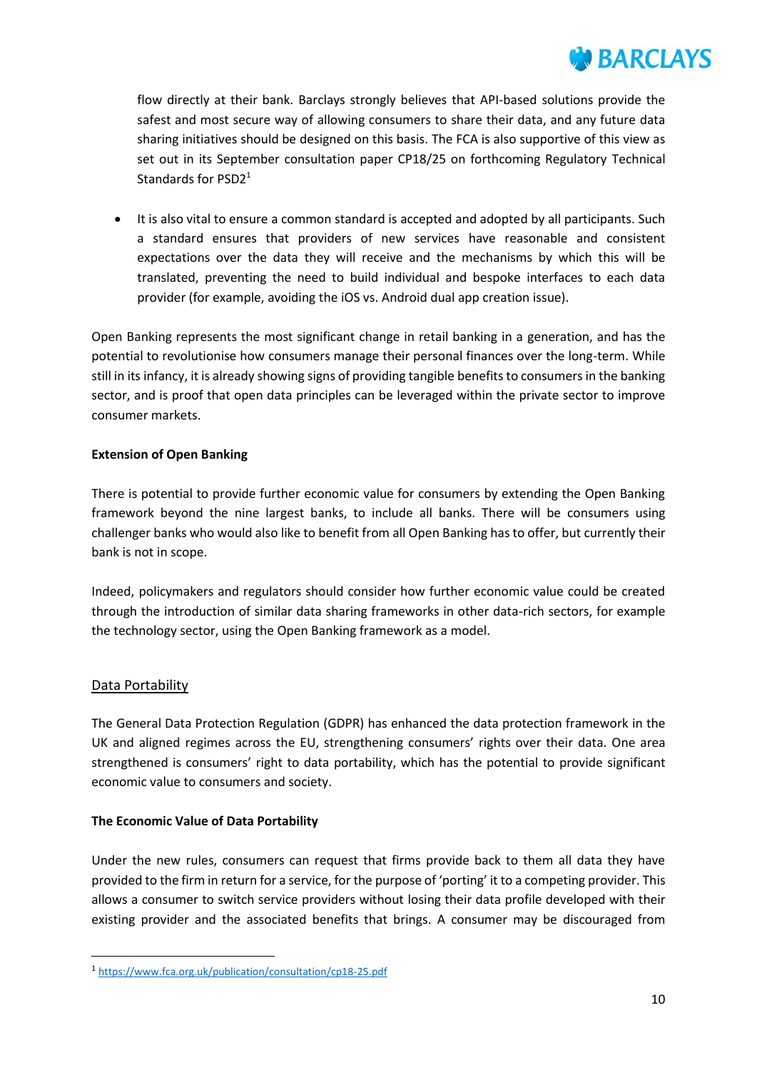flow directly at their bank. Barclays strongly believes that API-based solutions provide the safest and most secure way of allowing consumers to share their data, and any future data sharing initiatives should be designed on this basis. The FCA is also supportive of this view as set out in its September consultation paper CP18/25 on forthcoming Regulatory Technical Standards for PSD2[1]

- It is also vital to ensure a common standard is accepted and adopted by all participants. Such a standard ensures that providers of new services have reasonable and consistent expectations over the data they will receive and the mechanisms by which this will be translated, preventing the need to build individual and bespoke interfaces to each data provider (for example, avoiding the iOS vs. Android dual app creation issue).

Open Banking represents the most significant change in retail banking in a generation, and has the potential to revolutionise how consumers manage their personal finances over the long-term. While still in its infancy, it is already showing signs of providing tangible benefits to consumers in the banking sector, and is proof that open data principles can be leveraged within the private sector to improve consumer markets.

**Extension of Open Banking**

There is potential to provide further economic value for consumers by extending the Open Banking framework beyond the nine largest banks, to include all banks. There will be consumers using challenger banks who would also like to benefit from all Open Banking has to offer, but currently their bank is not in scope.

Indeed, policymakers and regulators should consider how further economic value could be created through the introduction of similar data sharing frameworks in other data-rich sectors, for example the technology sector, using the Open Banking framework as a model.

## Data Portability

The General Data Protection Regulation (GDPR) has enhanced the data protection framework in the UK and aligned regimes across the EU, strengthening consumers' rights over their data. One area strengthened is consumers' right to data portability, which has the potential to provide significant economic value to consumers and society.

**The Economic Value of Data Portability**

Under the new rules, consumers can request that firms provide back to them all data they have provided to the firm in return for a service, for the purpose of 'porting' it to a competing provider. This allows a consumer to switch service providers without losing their data profile developed with their existing provider and the associated benefits that brings. A consumer may be discouraged from

[1] https://www.fca.org.uk/publication/consultation/cp18-25.pdf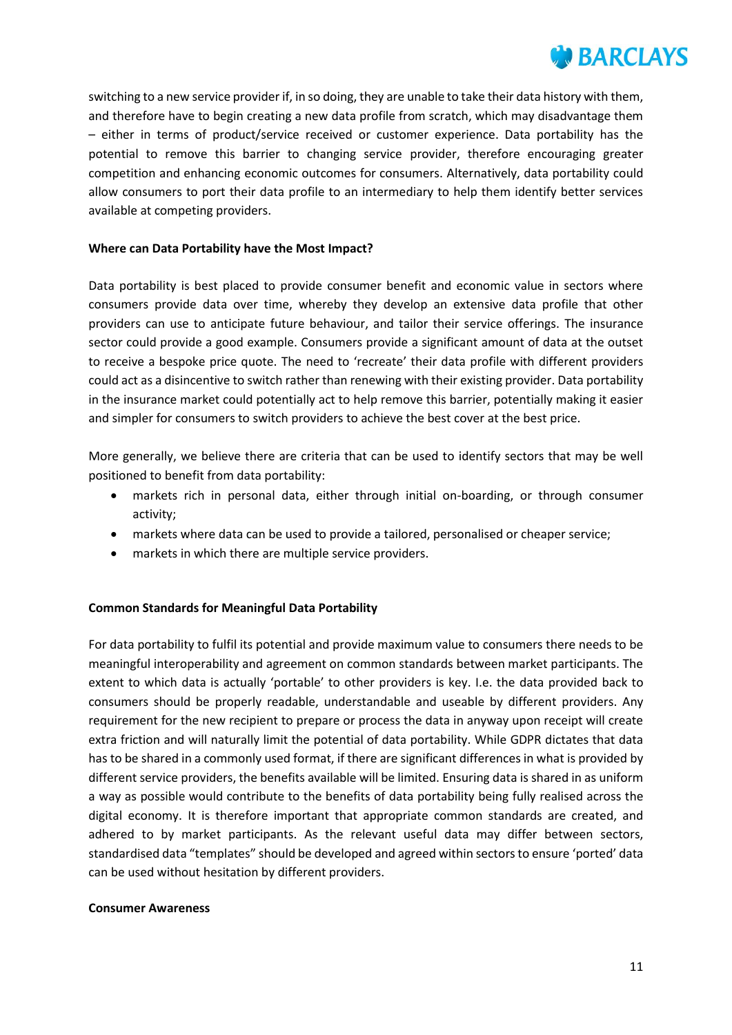switching to a new service provider if, in so doing, they are unable to take their data history with them, and therefore have to begin creating a new data profile from scratch, which may disadvantage them – either in terms of product/service received or customer experience. Data portability has the potential to remove this barrier to changing service provider, therefore encouraging greater competition and enhancing economic outcomes for consumers. Alternatively, data portability could allow consumers to port their data profile to an intermediary to help them identify better services available at competing providers.

**Where can Data Portability have the Most Impact?**

Data portability is best placed to provide consumer benefit and economic value in sectors where consumers provide data over time, whereby they develop an extensive data profile that other providers can use to anticipate future behaviour, and tailor their service offerings. The insurance sector could provide a good example. Consumers provide a significant amount of data at the outset to receive a bespoke price quote. The need to 'recreate' their data profile with different providers could act as a disincentive to switch rather than renewing with their existing provider. Data portability in the insurance market could potentially act to help remove this barrier, potentially making it easier and simpler for consumers to switch providers to achieve the best cover at the best price.

More generally, we believe there are criteria that can be used to identify sectors that may be well positioned to benefit from data portability:

- markets rich in personal data, either through initial on-boarding, or through consumer activity;
- markets where data can be used to provide a tailored, personalised or cheaper service;
- markets in which there are multiple service providers.

**Common Standards for Meaningful Data Portability**

For data portability to fulfil its potential and provide maximum value to consumers there needs to be meaningful interoperability and agreement on common standards between market participants. The extent to which data is actually 'portable' to other providers is key. I.e. the data provided back to consumers should be properly readable, understandable and useable by different providers. Any requirement for the new recipient to prepare or process the data in anyway upon receipt will create extra friction and will naturally limit the potential of data portability. While GDPR dictates that data has to be shared in a commonly used format, if there are significant differences in what is provided by different service providers, the benefits available will be limited. Ensuring data is shared in as uniform a way as possible would contribute to the benefits of data portability being fully realised across the digital economy. It is therefore important that appropriate common standards are created, and adhered to by market participants. As the relevant useful data may differ between sectors, standardised data "templates" should be developed and agreed within sectors to ensure 'ported' data can be used without hesitation by different providers.

**Consumer Awareness**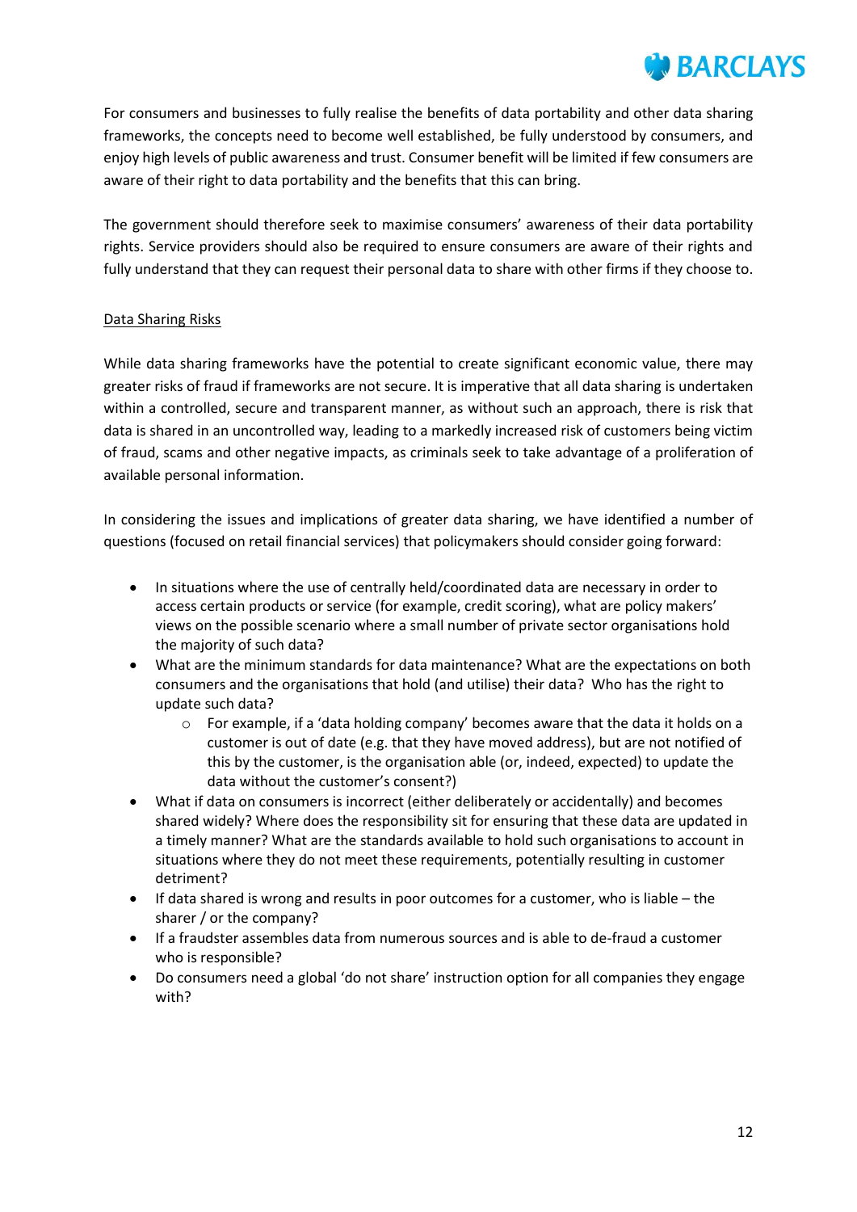For consumers and businesses to fully realise the benefits of data portability and other data sharing frameworks, the concepts need to become well established, be fully understood by consumers, and enjoy high levels of public awareness and trust. Consumer benefit will be limited if few consumers are aware of their right to data portability and the benefits that this can bring.

The government should therefore seek to maximise consumers' awareness of their data portability rights. Service providers should also be required to ensure consumers are aware of their rights and fully understand that they can request their personal data to share with other firms if they choose to.

<u>Data Sharing Risks</u>

While data sharing frameworks have the potential to create significant economic value, there may greater risks of fraud if frameworks are not secure. It is imperative that all data sharing is undertaken within a controlled, secure and transparent manner, as without such an approach, there is risk that data is shared in an uncontrolled way, leading to a markedly increased risk of customers being victim of fraud, scams and other negative impacts, as criminals seek to take advantage of a proliferation of available personal information.

In considering the issues and implications of greater data sharing, we have identified a number of questions (focused on retail financial services) that policymakers should consider going forward:

- In situations where the use of centrally held/coordinated data are necessary in order to access certain products or service (for example, credit scoring), what are policy makers' views on the possible scenario where a small number of private sector organisations hold the majority of such data?
- What are the minimum standards for data maintenance? What are the expectations on both consumers and the organisations that hold (and utilise) their data? Who has the right to update such data?
    - For example, if a 'data holding company' becomes aware that the data it holds on a customer is out of date (e.g. that they have moved address), but are not notified of this by the customer, is the organisation able (or, indeed, expected) to update the data without the customer's consent?)
- What if data on consumers is incorrect (either deliberately or accidentally) and becomes shared widely? Where does the responsibility sit for ensuring that these data are updated in a timely manner? What are the standards available to hold such organisations to account in situations where they do not meet these requirements, potentially resulting in customer detriment?
- If data shared is wrong and results in poor outcomes for a customer, who is liable – the sharer / or the company?
- If a fraudster assembles data from numerous sources and is able to de-fraud a customer who is responsible?
- Do consumers need a global 'do not share' instruction option for all companies they engage with?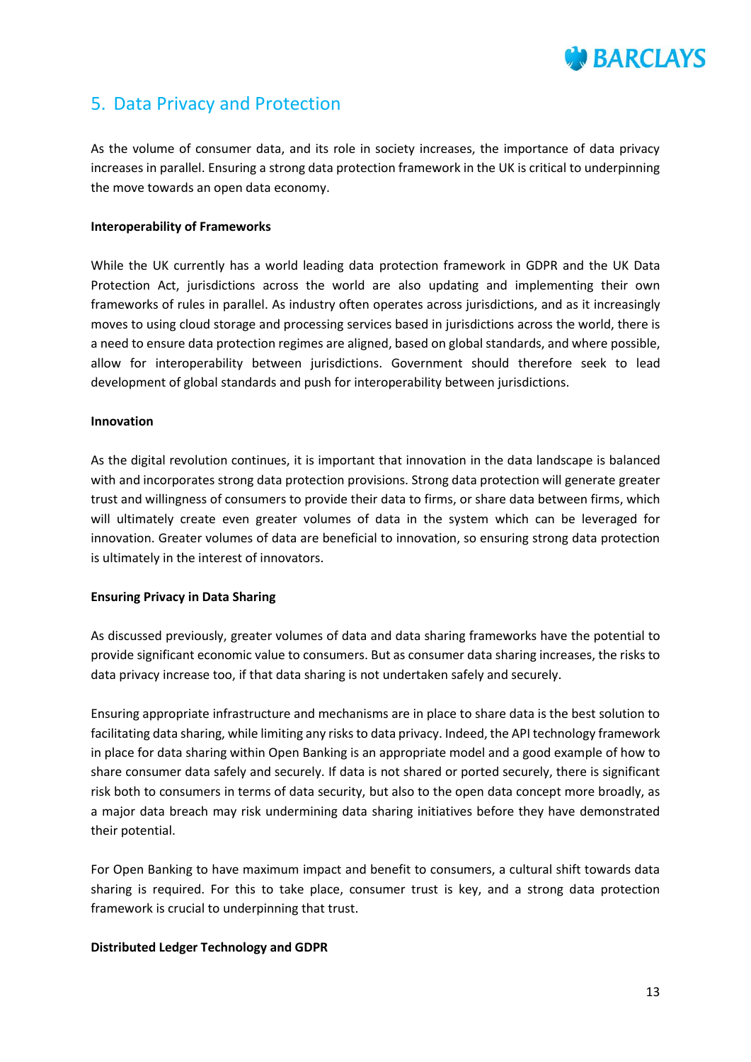## 5. Data Privacy and Protection

As the volume of consumer data, and its role in society increases, the importance of data privacy increases in parallel. Ensuring a strong data protection framework in the UK is critical to underpinning the move towards an open data economy.

**Interoperability of Frameworks**

While the UK currently has a world leading data protection framework in GDPR and the UK Data Protection Act, jurisdictions across the world are also updating and implementing their own frameworks of rules in parallel. As industry often operates across jurisdictions, and as it increasingly moves to using cloud storage and processing services based in jurisdictions across the world, there is a need to ensure data protection regimes are aligned, based on global standards, and where possible, allow for interoperability between jurisdictions. Government should therefore seek to lead development of global standards and push for interoperability between jurisdictions.

**Innovation**

As the digital revolution continues, it is important that innovation in the data landscape is balanced with and incorporates strong data protection provisions. Strong data protection will generate greater trust and willingness of consumers to provide their data to firms, or share data between firms, which will ultimately create even greater volumes of data in the system which can be leveraged for innovation. Greater volumes of data are beneficial to innovation, so ensuring strong data protection is ultimately in the interest of innovators.

**Ensuring Privacy in Data Sharing**

As discussed previously, greater volumes of data and data sharing frameworks have the potential to provide significant economic value to consumers. But as consumer data sharing increases, the risks to data privacy increase too, if that data sharing is not undertaken safely and securely.

Ensuring appropriate infrastructure and mechanisms are in place to share data is the best solution to facilitating data sharing, while limiting any risks to data privacy. Indeed, the API technology framework in place for data sharing within Open Banking is an appropriate model and a good example of how to share consumer data safely and securely. If data is not shared or ported securely, there is significant risk both to consumers in terms of data security, but also to the open data concept more broadly, as a major data breach may risk undermining data sharing initiatives before they have demonstrated their potential.

For Open Banking to have maximum impact and benefit to consumers, a cultural shift towards data sharing is required. For this to take place, consumer trust is key, and a strong data protection framework is crucial to underpinning that trust.

**Distributed Ledger Technology and GDPR**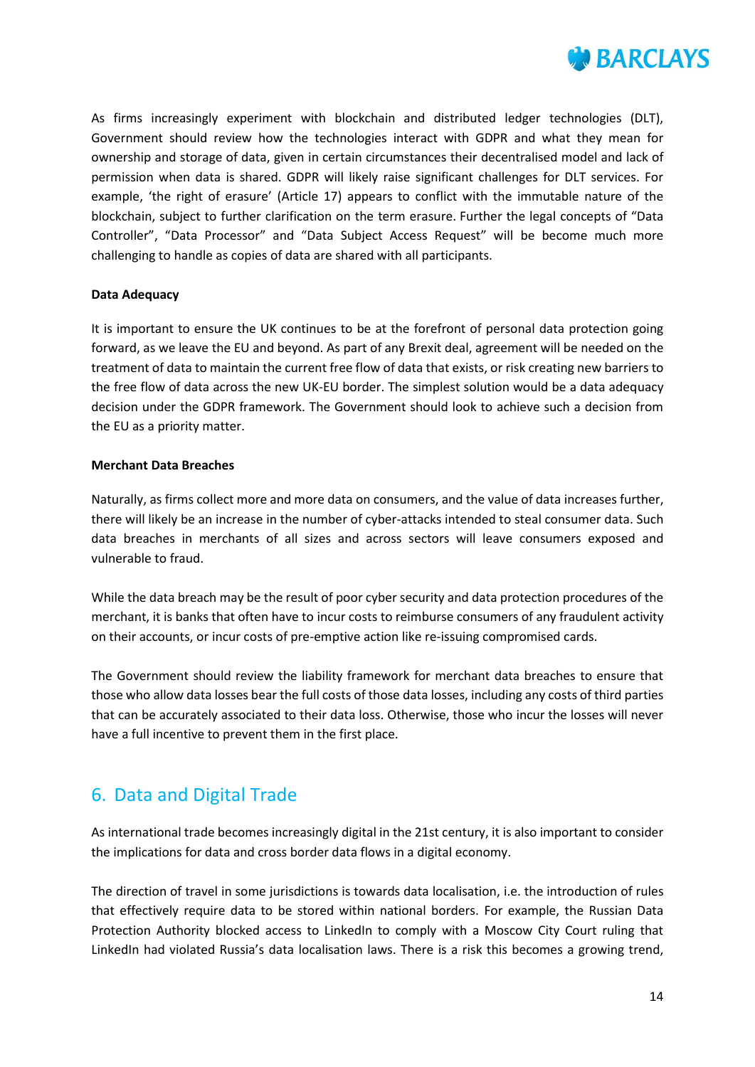As firms increasingly experiment with blockchain and distributed ledger technologies (DLT), Government should review how the technologies interact with GDPR and what they mean for ownership and storage of data, given in certain circumstances their decentralised model and lack of permission when data is shared. GDPR will likely raise significant challenges for DLT services. For example, 'the right of erasure' (Article 17) appears to conflict with the immutable nature of the blockchain, subject to further clarification on the term erasure. Further the legal concepts of "Data Controller", "Data Processor" and "Data Subject Access Request" will be become much more challenging to handle as copies of data are shared with all participants.

**Data Adequacy**

It is important to ensure the UK continues to be at the forefront of personal data protection going forward, as we leave the EU and beyond. As part of any Brexit deal, agreement will be needed on the treatment of data to maintain the current free flow of data that exists, or risk creating new barriers to the free flow of data across the new UK-EU border. The simplest solution would be a data adequacy decision under the GDPR framework. The Government should look to achieve such a decision from the EU as a priority matter.

**Merchant Data Breaches**

Naturally, as firms collect more and more data on consumers, and the value of data increases further, there will likely be an increase in the number of cyber-attacks intended to steal consumer data. Such data breaches in merchants of all sizes and across sectors will leave consumers exposed and vulnerable to fraud.

While the data breach may be the result of poor cyber security and data protection procedures of the merchant, it is banks that often have to incur costs to reimburse consumers of any fraudulent activity on their accounts, or incur costs of pre-emptive action like re-issuing compromised cards.

The Government should review the liability framework for merchant data breaches to ensure that those who allow data losses bear the full costs of those data losses, including any costs of third parties that can be accurately associated to their data loss. Otherwise, those who incur the losses will never have a full incentive to prevent them in the first place.

## 6. Data and Digital Trade

As international trade becomes increasingly digital in the 21st century, it is also important to consider the implications for data and cross border data flows in a digital economy.

The direction of travel in some jurisdictions is towards data localisation, i.e. the introduction of rules that effectively require data to be stored within national borders. For example, the Russian Data Protection Authority blocked access to LinkedIn to comply with a Moscow City Court ruling that LinkedIn had violated Russia's data localisation laws. There is a risk this becomes a growing trend,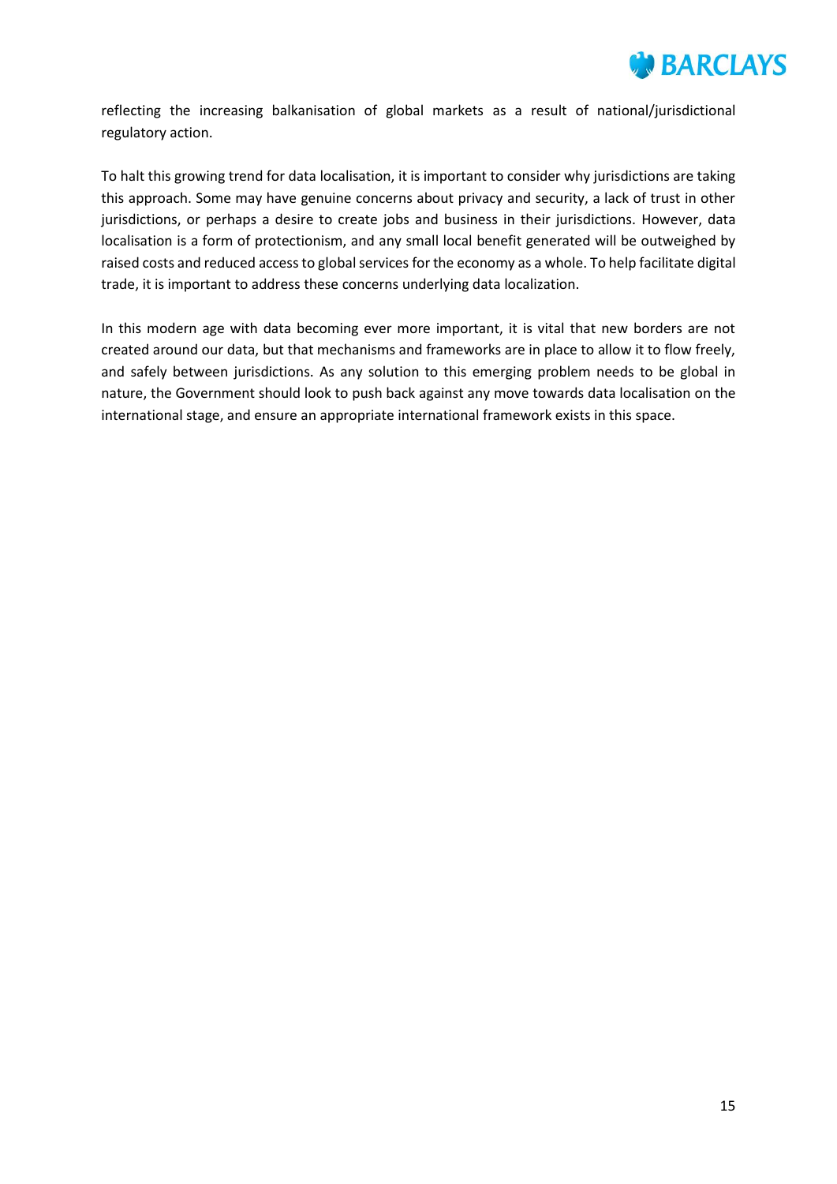reflecting the increasing balkanisation of global markets as a result of national/jurisdictional regulatory action.

To halt this growing trend for data localisation, it is important to consider why jurisdictions are taking this approach. Some may have genuine concerns about privacy and security, a lack of trust in other jurisdictions, or perhaps a desire to create jobs and business in their jurisdictions. However, data localisation is a form of protectionism, and any small local benefit generated will be outweighed by raised costs and reduced access to global services for the economy as a whole. To help facilitate digital trade, it is important to address these concerns underlying data localization.

In this modern age with data becoming ever more important, it is vital that new borders are not created around our data, but that mechanisms and frameworks are in place to allow it to flow freely, and safely between jurisdictions. As any solution to this emerging problem needs to be global in nature, the Government should look to push back against any move towards data localisation on the international stage, and ensure an appropriate international framework exists in this space.